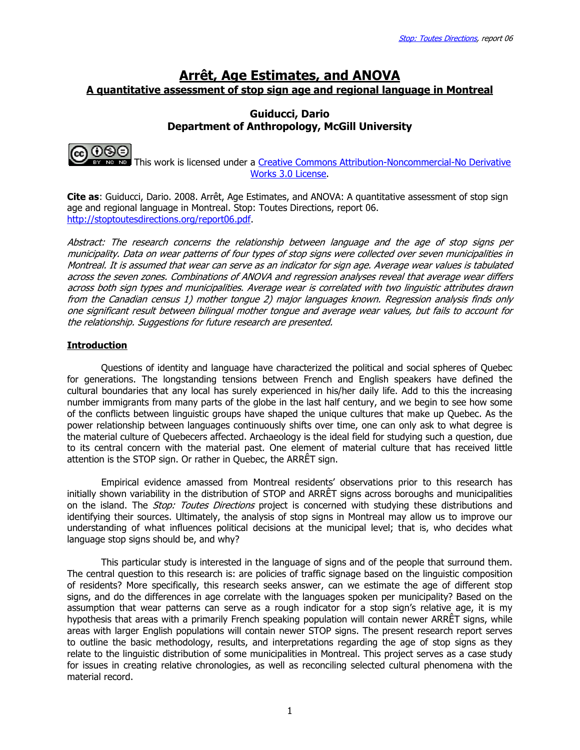# Arrêt, Age Estimates, and ANOVA

## A quantitative assessment of stop sign age and regional language in Montreal

**Guiducci, Dario**
**Department of Anthropology, McGill University**

This work is licensed under a [Creative Commons Attribution-Noncommercial-No Derivative Works 3.0 License](http://creativecommons.org/licenses/by-nc-nd/3.0/).

**Cite as**: Guiducci, Dario. 2008. Arrêt, Age Estimates, and ANOVA: A quantitative assessment of stop sign age and regional language in Montreal. Stop: Toutes Directions, report 06. http://stoptoutesdirections.org/report06.pdf.

*Abstract: The research concerns the relationship between language and the age of stop signs per municipality. Data on wear patterns of four types of stop signs were collected over seven municipalities in Montreal. It is assumed that wear can serve as an indicator for sign age. Average wear values is tabulated across the seven zones. Combinations of ANOVA and regression analyses reveal that average wear differs across both sign types and municipalities. Average wear is correlated with two linguistic attributes drawn from the Canadian census 1) mother tongue 2) major languages known. Regression analysis finds only one significant result between bilingual mother tongue and average wear values, but fails to account for the relationship. Suggestions for future research are presented.*

## Introduction

Questions of identity and language have characterized the political and social spheres of Quebec for generations. The longstanding tensions between French and English speakers have defined the cultural boundaries that any local has surely experienced in his/her daily life. Add to this the increasing number immigrants from many parts of the globe in the last half century, and we begin to see how some of the conflicts between linguistic groups have shaped the unique cultures that make up Quebec. As the power relationship between languages continuously shifts over time, one can only ask to what degree is the material culture of Quebecers affected. Archaeology is the ideal field for studying such a question, due to its central concern with the material past. One element of material culture that has received little attention is the STOP sign. Or rather in Quebec, the ARRÊT sign.

Empirical evidence amassed from Montreal residents' observations prior to this research has initially shown variability in the distribution of STOP and ARRÊT signs across boroughs and municipalities on the island. The *Stop: Toutes Directions* project is concerned with studying these distributions and identifying their sources. Ultimately, the analysis of stop signs in Montreal may allow us to improve our understanding of what influences political decisions at the municipal level; that is, who decides what language stop signs should be, and why?

This particular study is interested in the language of signs and of the people that surround them. The central question to this research is: are policies of traffic signage based on the linguistic composition of residents? More specifically, this research seeks answer, can we estimate the age of different stop signs, and do the differences in age correlate with the languages spoken per municipality? Based on the assumption that wear patterns can serve as a rough indicator for a stop sign's relative age, it is my hypothesis that areas with a primarily French speaking population will contain newer ARRÊT signs, while areas with larger English populations will contain newer STOP signs. The present research report serves to outline the basic methodology, results, and interpretations regarding the age of stop signs as they relate to the linguistic distribution of some municipalities in Montreal. This project serves as a case study for issues in creating relative chronologies, as well as reconciling selected cultural phenomena with the material record.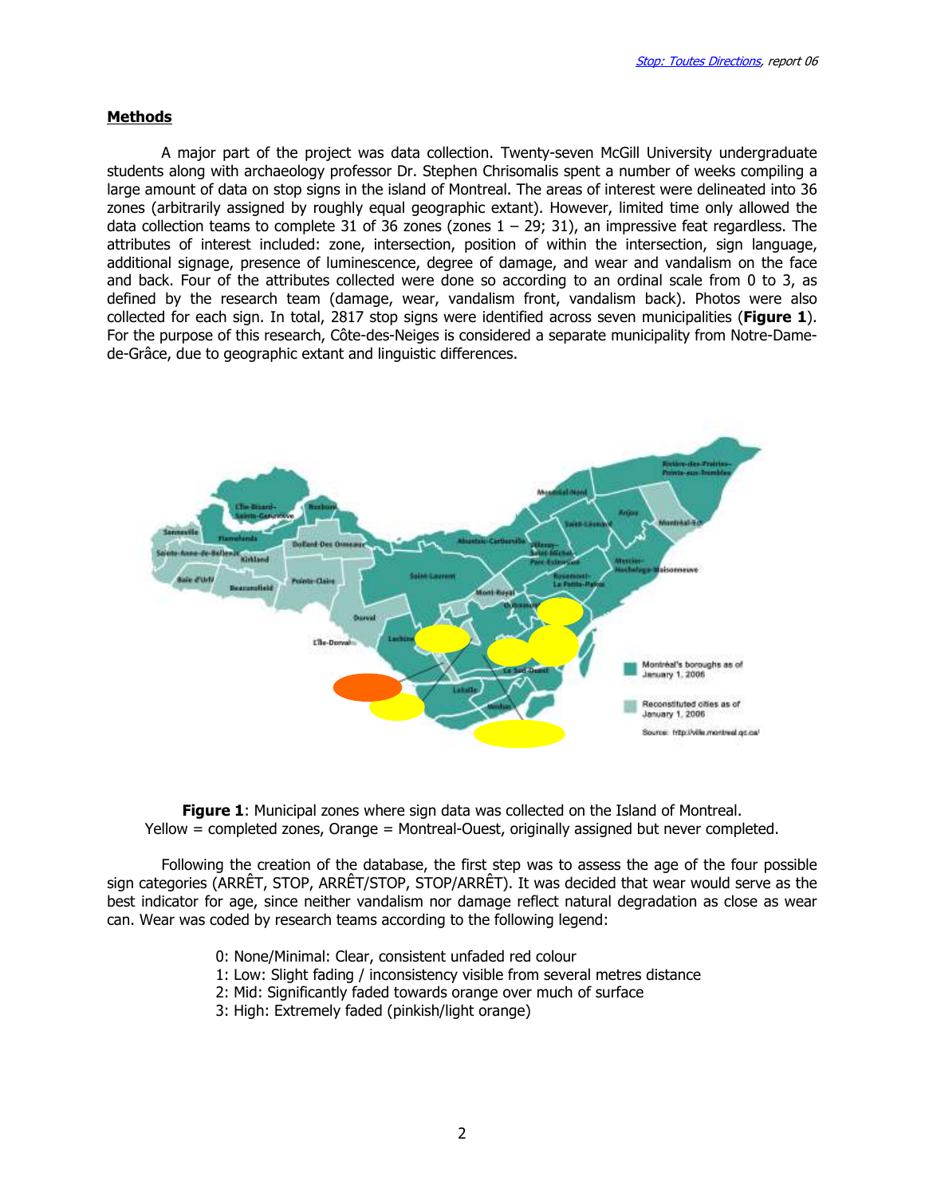## Methods

A major part of the project was data collection. Twenty-seven McGill University undergraduate students along with archaeology professor Dr. Stephen Chrisomalis spent a number of weeks compiling a large amount of data on stop signs in the island of Montreal. The areas of interest were delineated into 36 zones (arbitrarily assigned by roughly equal geographic extant). However, limited time only allowed the data collection teams to complete 31 of 36 zones (zones 1 – 29; 31), an impressive feat regardless. The attributes of interest included: zone, intersection, position of within the intersection, sign language, additional signage, presence of luminescence, degree of damage, and wear and vandalism on the face and back. Four of the attributes collected were done so according to an ordinal scale from 0 to 3, as defined by the research team (damage, wear, vandalism front, vandalism back). Photos were also collected for each sign. In total, 2817 stop signs were identified across seven municipalities (**Figure 1**). For the purpose of this research, Côte-des-Neiges is considered a separate municipality from Notre-Dame-de-Grâce, due to geographic extant and linguistic differences.

**Figure 1**: Municipal zones where sign data was collected on the Island of Montreal. Yellow = completed zones, Orange = Montreal-Ouest, originally assigned but never completed.

Following the creation of the database, the first step was to assess the age of the four possible sign categories (ARRÊT, STOP, ARRÊT/STOP, STOP/ARRÊT). It was decided that wear would serve as the best indicator for age, since neither vandalism nor damage reflect natural degradation as close as wear can. Wear was coded by research teams according to the following legend:

0: None/Minimal: Clear, consistent unfaded red colour
1: Low: Slight fading / inconsistency visible from several metres distance
2: Mid: Significantly faded towards orange over much of surface
3: High: Extremely faded (pinkish/light orange)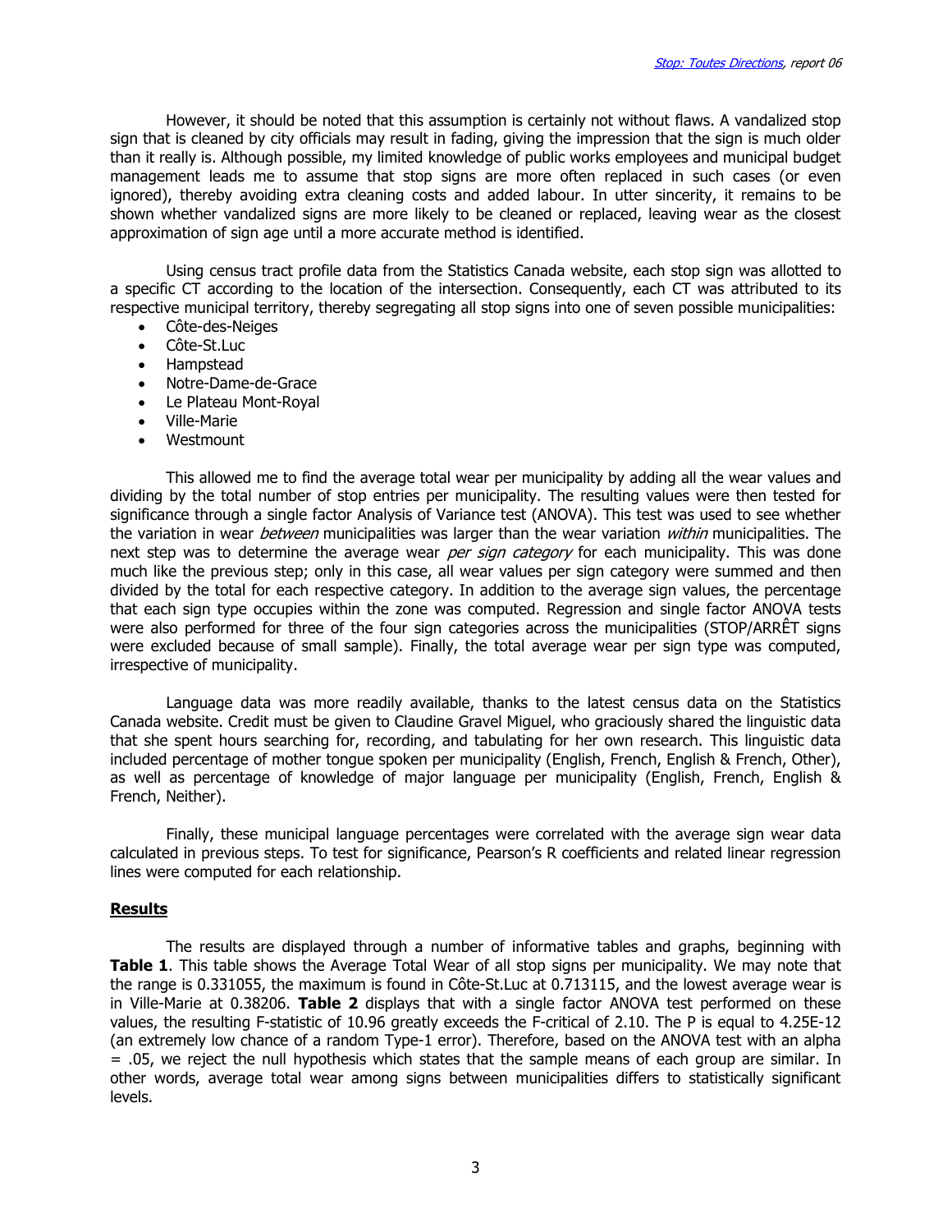However, it should be noted that this assumption is certainly not without flaws. A vandalized stop sign that is cleaned by city officials may result in fading, giving the impression that the sign is much older than it really is. Although possible, my limited knowledge of public works employees and municipal budget management leads me to assume that stop signs are more often replaced in such cases (or even ignored), thereby avoiding extra cleaning costs and added labour. In utter sincerity, it remains to be shown whether vandalized signs are more likely to be cleaned or replaced, leaving wear as the closest approximation of sign age until a more accurate method is identified.

Using census tract profile data from the Statistics Canada website, each stop sign was allotted to a specific CT according to the location of the intersection. Consequently, each CT was attributed to its respective municipal territory, thereby segregating all stop signs into one of seven possible municipalities:

- Côte-des-Neiges
- Côte-St.Luc
- Hampstead
- Notre-Dame-de-Grace
- Le Plateau Mont-Royal
- Ville-Marie
- Westmount

This allowed me to find the average total wear per municipality by adding all the wear values and dividing by the total number of stop entries per municipality. The resulting values were then tested for significance through a single factor Analysis of Variance test (ANOVA). This test was used to see whether the variation in wear *between* municipalities was larger than the wear variation *within* municipalities. The next step was to determine the average wear *per sign category* for each municipality. This was done much like the previous step; only in this case, all wear values per sign category were summed and then divided by the total for each respective category. In addition to the average sign values, the percentage that each sign type occupies within the zone was computed. Regression and single factor ANOVA tests were also performed for three of the four sign categories across the municipalities (STOP/ARRÊT signs were excluded because of small sample). Finally, the total average wear per sign type was computed, irrespective of municipality.

Language data was more readily available, thanks to the latest census data on the Statistics Canada website. Credit must be given to Claudine Gravel Miguel, who graciously shared the linguistic data that she spent hours searching for, recording, and tabulating for her own research. This linguistic data included percentage of mother tongue spoken per municipality (English, French, English & French, Other), as well as percentage of knowledge of major language per municipality (English, French, English & French, Neither).

Finally, these municipal language percentages were correlated with the average sign wear data calculated in previous steps. To test for significance, Pearson's R coefficients and related linear regression lines were computed for each relationship.

## Results

The results are displayed through a number of informative tables and graphs, beginning with **Table 1**. This table shows the Average Total Wear of all stop signs per municipality. We may note that the range is 0.331055, the maximum is found in Côte-St.Luc at 0.713115, and the lowest average wear is in Ville-Marie at 0.38206. **Table 2** displays that with a single factor ANOVA test performed on these values, the resulting F-statistic of 10.96 greatly exceeds the F-critical of 2.10. The P is equal to 4.25E-12 (an extremely low chance of a random Type-1 error). Therefore, based on the ANOVA test with an alpha = .05, we reject the null hypothesis which states that the sample means of each group are similar. In other words, average total wear among signs between municipalities differs to statistically significant levels.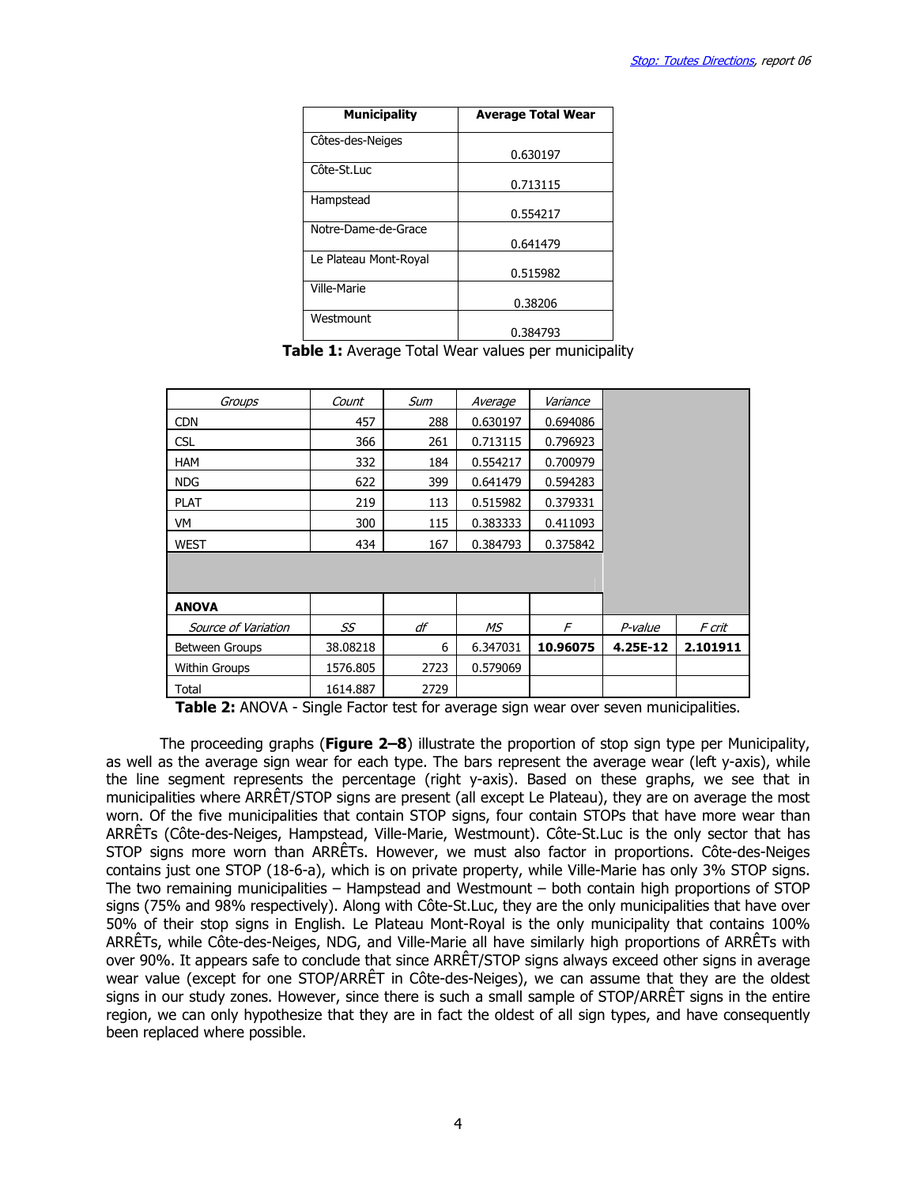| Municipality | Average Total Wear |
|---|---|
| Côtes-des-Neiges | 0.630197 |
| Côte-St.Luc | 0.713115 |
| Hampstead | 0.554217 |
| Notre-Dame-de-Grace | 0.641479 |
| Le Plateau Mont-Royal | 0.515982 |
| Ville-Marie | 0.38206 |
| Westmount | 0.384793 |

**Table 1:** Average Total Wear values per municipality

| *Groups* | *Count* | *Sum* | *Average* | *Variance* | | |
|---|---|---|---|---|---|---|
| CDN | 457 | 288 | 0.630197 | 0.694086 | | |
| CSL | 366 | 261 | 0.713115 | 0.796923 | | |
| HAM | 332 | 184 | 0.554217 | 0.700979 | | |
| NDG | 622 | 399 | 0.641479 | 0.594283 | | |
| PLAT | 219 | 113 | 0.515982 | 0.379331 | | |
| VM | 300 | 115 | 0.383333 | 0.411093 | | |
| WEST | 434 | 167 | 0.384793 | 0.375842 | | |
| | | | | | | |
| **ANOVA** | | | | | | |
| *Source of Variation* | *SS* | *df* | *MS* | *F* | *P-value* | *F crit* |
| Between Groups | 38.08218 | 6 | 6.347031 | **10.96075** | **4.25E-12** | **2.101911** |
| Within Groups | 1576.805 | 2723 | 0.579069 | | | |
| Total | 1614.887 | 2729 | | | | |

**Table 2:** ANOVA - Single Factor test for average sign wear over seven municipalities.

The proceeding graphs (**Figure 2–8**) illustrate the proportion of stop sign type per Municipality, as well as the average sign wear for each type. The bars represent the average wear (left y-axis), while the line segment represents the percentage (right y-axis). Based on these graphs, we see that in municipalities where ARRÊT/STOP signs are present (all except Le Plateau), they are on average the most worn. Of the five municipalities that contain STOP signs, four contain STOPs that have more wear than ARRÊTs (Côte-des-Neiges, Hampstead, Ville-Marie, Westmount). Côte-St.Luc is the only sector that has STOP signs more worn than ARRÊTs. However, we must also factor in proportions. Côte-des-Neiges contains just one STOP (18-6-a), which is on private property, while Ville-Marie has only 3% STOP signs. The two remaining municipalities – Hampstead and Westmount – both contain high proportions of STOP signs (75% and 98% respectively). Along with Côte-St.Luc, they are the only municipalities that have over 50% of their stop signs in English. Le Plateau Mont-Royal is the only municipality that contains 100% ARRÊTs, while Côte-des-Neiges, NDG, and Ville-Marie all have similarly high proportions of ARRÊTs with over 90%. It appears safe to conclude that since ARRÊT/STOP signs always exceed other signs in average wear value (except for one STOP/ARRÊT in Côte-des-Neiges), we can assume that they are the oldest signs in our study zones. However, since there is such a small sample of STOP/ARRÊT signs in the entire region, we can only hypothesize that they are in fact the oldest of all sign types, and have consequently been replaced where possible.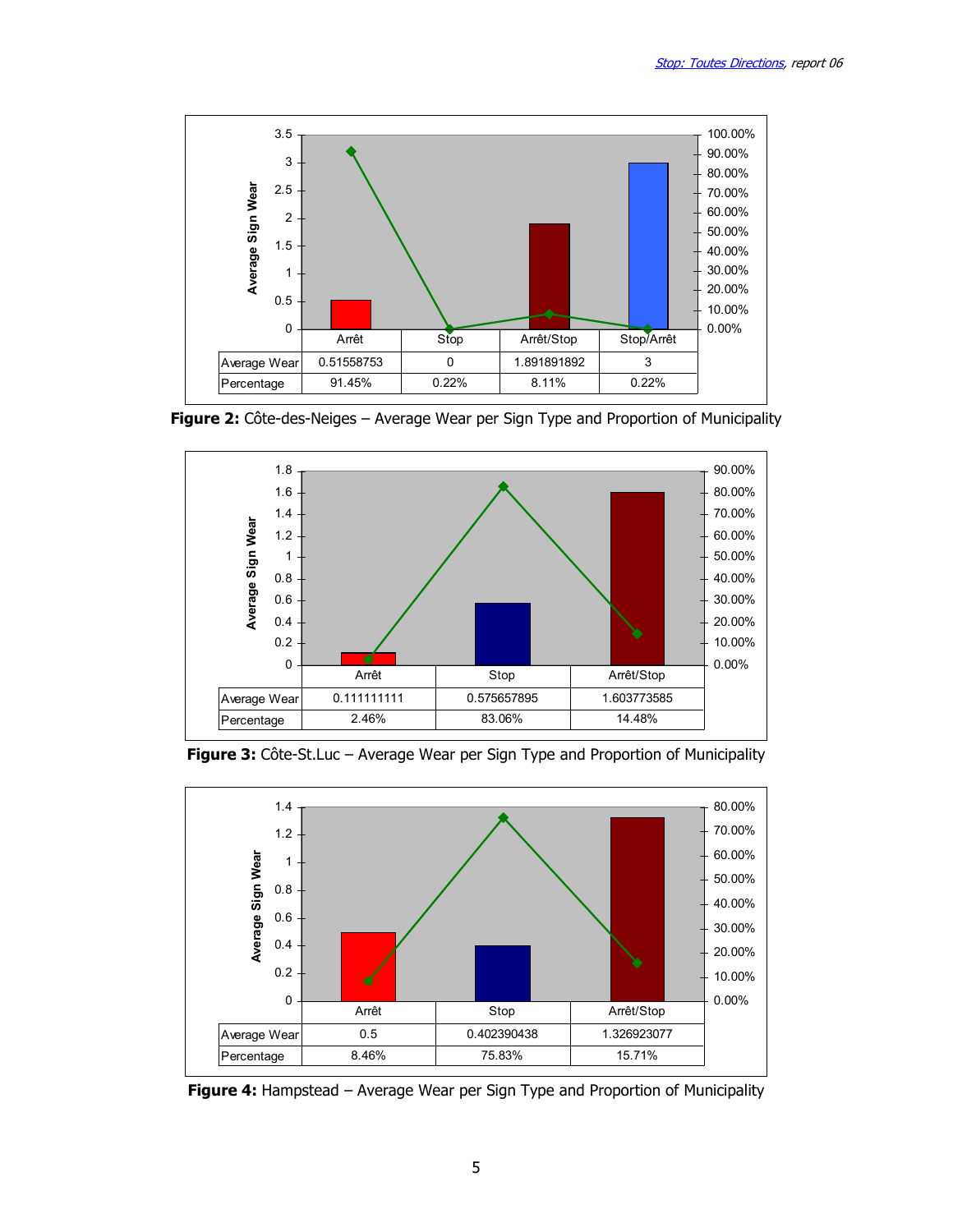| | Arrêt | Stop | Arrêt/Stop | Stop/Arrêt |
|---|---|---|---|---|
| Average Wear | 0.51558753 | 0 | 1.891891892 | 3 |
| Percentage | 91.45% | 0.22% | 8.11% | 0.22% |

**Figure 2:** Côte-des-Neiges – Average Wear per Sign Type and Proportion of Municipality

| | Arrêt | Stop | Arrêt/Stop |
|---|---|---|---|
| Average Wear | 0.111111111 | 0.575657895 | 1.603773585 |
| Percentage | 2.46% | 83.06% | 14.48% |

**Figure 3:** Côte-St.Luc – Average Wear per Sign Type and Proportion of Municipality

| | Arrêt | Stop | Arrêt/Stop |
|---|---|---|---|
| Average Wear | 0.5 | 0.402390438 | 1.326923077 |
| Percentage | 8.46% | 75.83% | 15.71% |

**Figure 4:** Hampstead – Average Wear per Sign Type and Proportion of Municipality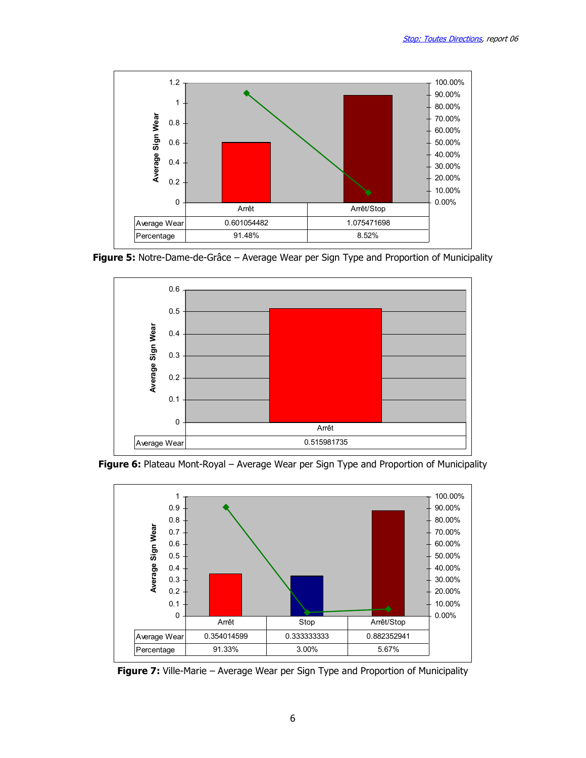| | Arrêt | Arrêt/Stop |
|---|---|---|
| Average Wear | 0.601054482 | 1.075471698 |
| Percentage | 91.48% | 8.52% |

**Figure 5:** Notre-Dame-de-Grâce – Average Wear per Sign Type and Proportion of Municipality

| | Arrêt |
|---|---|
| Average Wear | 0.515981735 |

**Figure 6:** Plateau Mont-Royal – Average Wear per Sign Type and Proportion of Municipality

| | Arrêt | Stop | Arrêt/Stop |
|---|---|---|---|
| Average Wear | 0.354014599 | 0.333333333 | 0.882352941 |
| Percentage | 91.33% | 3.00% | 5.67% |

**Figure 7:** Ville-Marie – Average Wear per Sign Type and Proportion of Municipality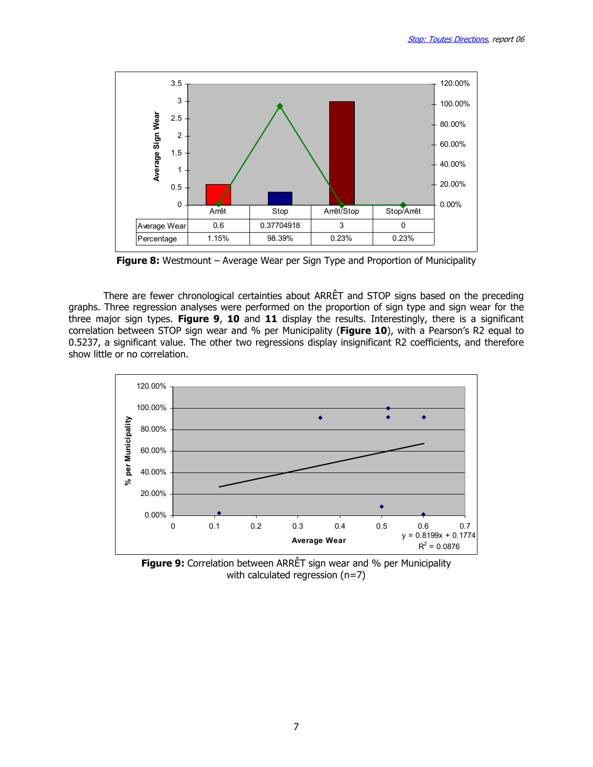| | Arrêt | Stop | Arrêt/Stop | Stop/Arrêt |
|---|---|---|---|---|
| Average Wear | 0.6 | 0.37704918 | 3 | 0 |
| Percentage | 1.15% | 98.39% | 0.23% | 0.23% |

**Figure 8:** Westmount – Average Wear per Sign Type and Proportion of Municipality

There are fewer chronological certainties about ARRÊT and STOP signs based on the preceding graphs. Three regression analyses were performed on the proportion of sign type and sign wear for the three major sign types. **Figure 9**, **10** and **11** display the results. Interestingly, there is a significant correlation between STOP sign wear and % per Municipality (**Figure 10**), with a Pearson's R2 equal to 0.5237, a significant value. The other two regressions display insignificant R2 coefficients, and therefore show little or no correlation.

$y = 0.8199x + 0.1774$

$R^2 = 0.0876$

**Figure 9:** Correlation between ARRÊT sign wear and % per Municipality with calculated regression (n=7)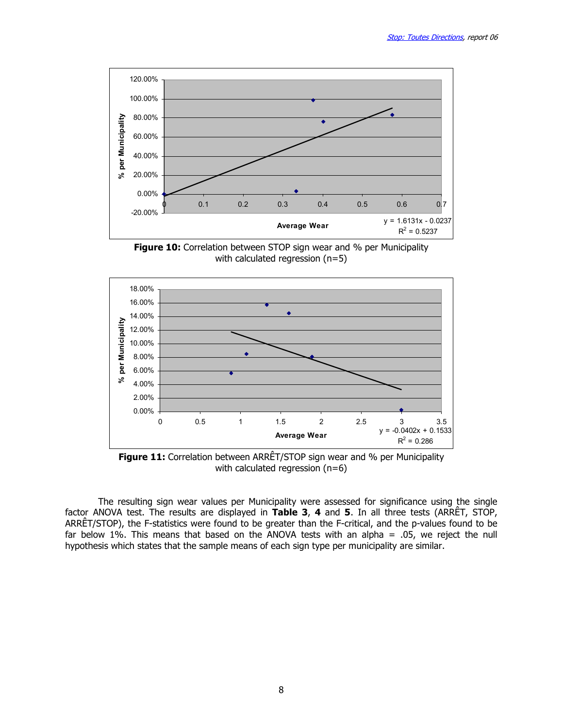**Figure 10:** Correlation between STOP sign wear and % per Municipality with calculated regression (n=5)

**Figure 11:** Correlation between ARRÊT/STOP sign wear and % per Municipality with calculated regression (n=6)

The resulting sign wear values per Municipality were assessed for significance using the single factor ANOVA test. The results are displayed in **Table 3**, **4** and **5**. In all three tests (ARRÊT, STOP, ARRÊT/STOP), the F-statistics were found to be greater than the F-critical, and the p-values found to be far below 1%. This means that based on the ANOVA tests with an alpha = .05, we reject the null hypothesis which states that the sample means of each sign type per municipality are similar.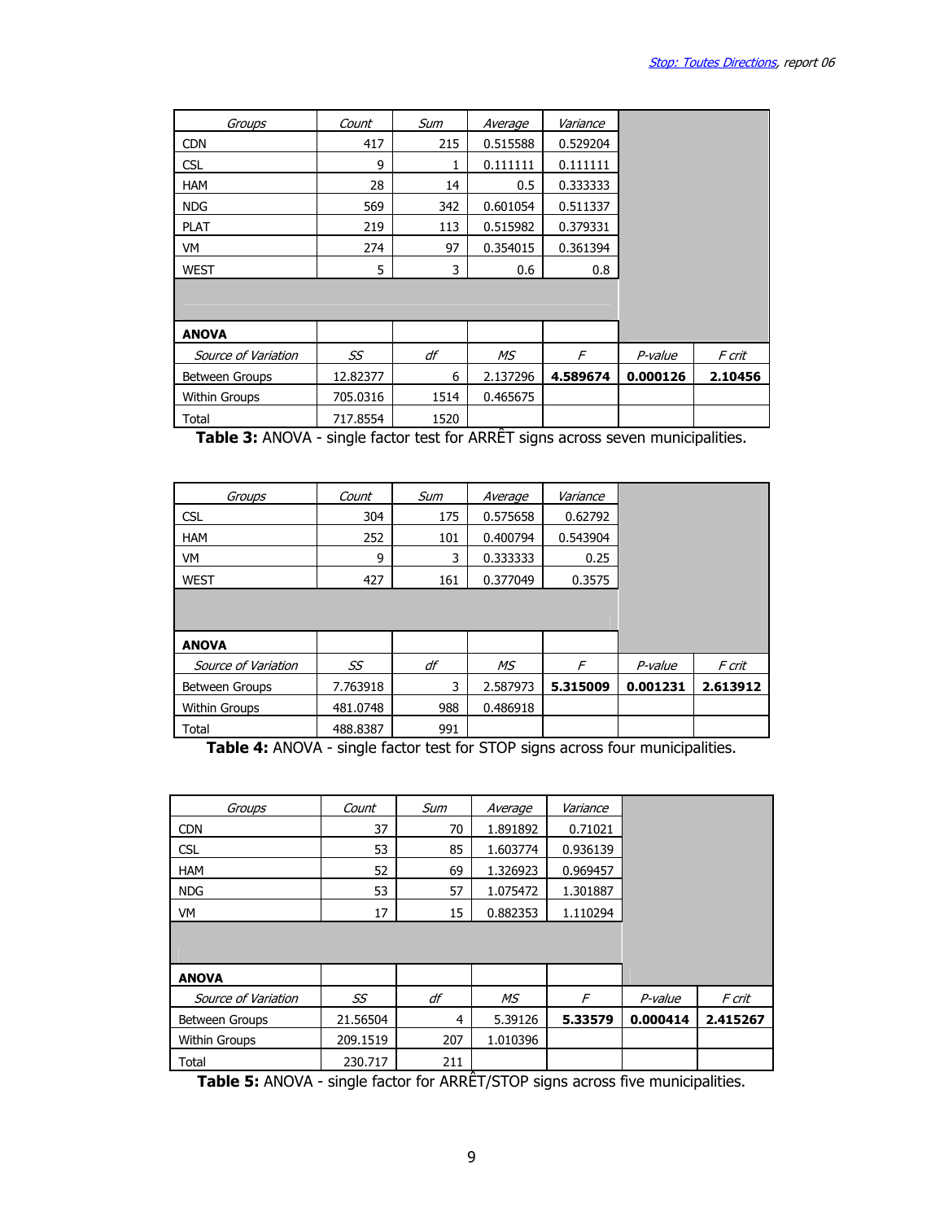| Groups | Count | Sum | Average | Variance | | |
|---|---|---|---|---|---|---|
| CDN | 417 | 215 | 0.515588 | 0.529204 | | |
| CSL | 9 | 1 | 0.111111 | 0.111111 | | |
| HAM | 28 | 14 | 0.5 | 0.333333 | | |
| NDG | 569 | 342 | 0.601054 | 0.511337 | | |
| PLAT | 219 | 113 | 0.515982 | 0.379331 | | |
| VM | 274 | 97 | 0.354015 | 0.361394 | | |
| WEST | 5 | 3 | 0.6 | 0.8 | | |
| | | | | | | |
| **ANOVA** | | | | | | |
| *Source of Variation* | *SS* | *df* | *MS* | *F* | *P-value* | *F crit* |
| Between Groups | 12.82377 | 6 | 2.137296 | **4.589674** | **0.000126** | **2.10456** |
| Within Groups | 705.0316 | 1514 | 0.465675 | | | |
| Total | 717.8554 | 1520 | | | | |

**Table 3:** ANOVA - single factor test for ARRÊT signs across seven municipalities.

| Groups | Count | Sum | Average | Variance | | |
|---|---|---|---|---|---|---|
| CSL | 304 | 175 | 0.575658 | 0.62792 | | |
| HAM | 252 | 101 | 0.400794 | 0.543904 | | |
| VM | 9 | 3 | 0.333333 | 0.25 | | |
| WEST | 427 | 161 | 0.377049 | 0.3575 | | |
| | | | | | | |
| **ANOVA** | | | | | | |
| *Source of Variation* | *SS* | *df* | *MS* | *F* | *P-value* | *F crit* |
| Between Groups | 7.763918 | 3 | 2.587973 | **5.315009** | **0.001231** | **2.613912** |
| Within Groups | 481.0748 | 988 | 0.486918 | | | |
| Total | 488.8387 | 991 | | | | |

**Table 4:** ANOVA - single factor test for STOP signs across four municipalities.

| Groups | Count | Sum | Average | Variance | | |
|---|---|---|---|---|---|---|
| CDN | 37 | 70 | 1.891892 | 0.71021 | | |
| CSL | 53 | 85 | 1.603774 | 0.936139 | | |
| HAM | 52 | 69 | 1.326923 | 0.969457 | | |
| NDG | 53 | 57 | 1.075472 | 1.301887 | | |
| VM | 17 | 15 | 0.882353 | 1.110294 | | |
| | | | | | | |
| **ANOVA** | | | | | | |
| *Source of Variation* | *SS* | *df* | *MS* | *F* | *P-value* | *F crit* |
| Between Groups | 21.56504 | 4 | 5.39126 | **5.33579** | **0.000414** | **2.415267** |
| Within Groups | 209.1519 | 207 | 1.010396 | | | |
| Total | 230.717 | 211 | | | | |

**Table 5:** ANOVA - single factor for ARRÊT/STOP signs across five municipalities.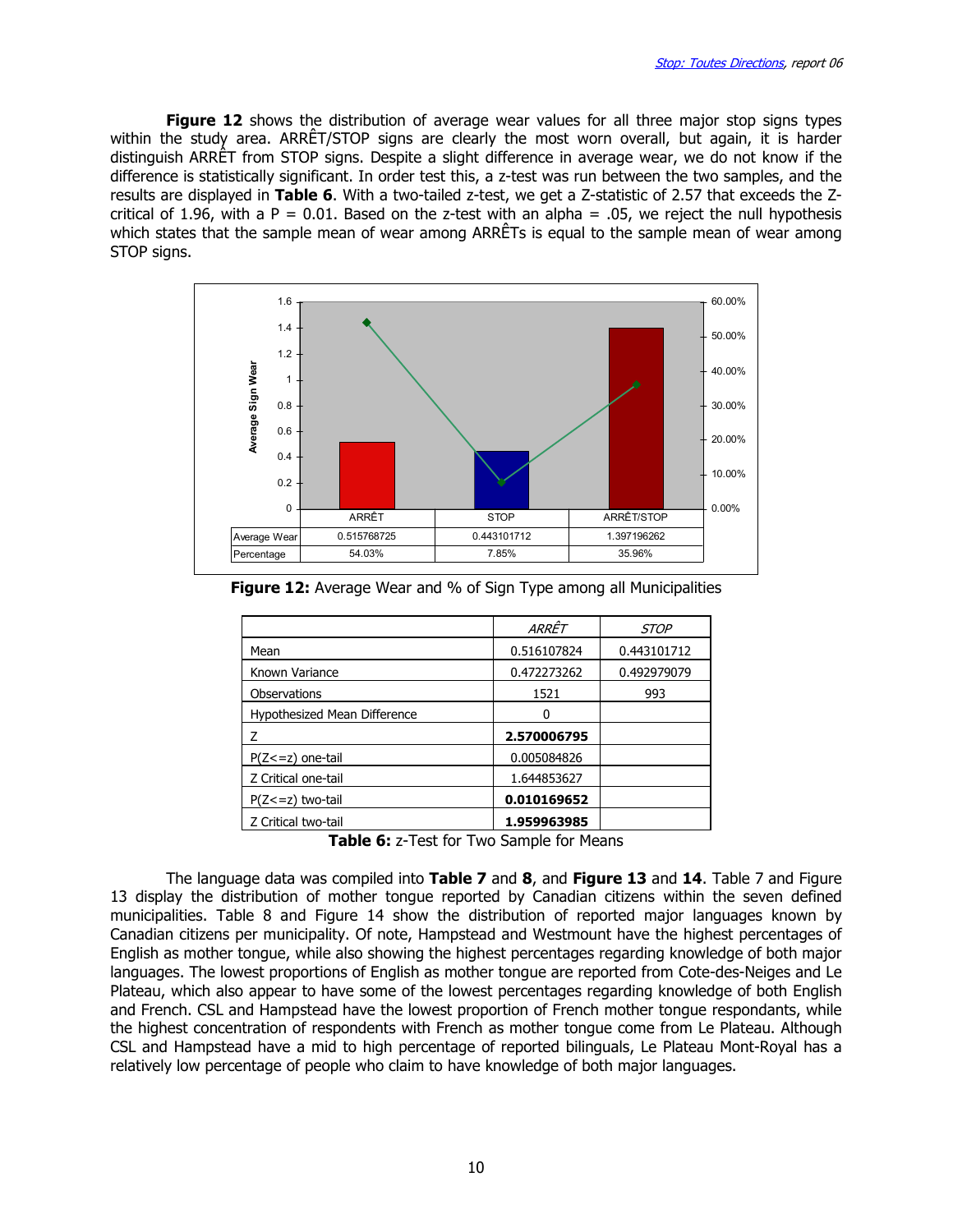**Figure 12** shows the distribution of average wear values for all three major stop signs types within the study area. ARRÊT/STOP signs are clearly the most worn overall, but again, it is harder distinguish ARRÊT from STOP signs. Despite a slight difference in average wear, we do not know if the difference is statistically significant. In order test this, a z-test was run between the two samples, and the results are displayed in **Table 6**. With a two-tailed z-test, we get a Z-statistic of 2.57 that exceeds the Z-critical of 1.96, with a P = 0.01. Based on the z-test with an alpha = .05, we reject the null hypothesis which states that the sample mean of wear among ARRÊTs is equal to the sample mean of wear among STOP signs.

| | ARRÊT | STOP | ARRÊT/STOP |
|---|---|---|---|
| Average Wear | 0.515768725 | 0.443101712 | 1.397196262 |
| Percentage | 54.03% | 7.85% | 35.96% |

**Figure 12:** Average Wear and % of Sign Type among all Municipalities

| | *ARRÊT* | *STOP* |
|---|---|---|
| Mean | 0.516107824 | 0.443101712 |
| Known Variance | 0.472273262 | 0.492979079 |
| Observations | 1521 | 993 |
| Hypothesized Mean Difference | 0 | |
| Z | **2.570006795** | |
| P(Z<=z) one-tail | 0.005084826 | |
| Z Critical one-tail | 1.644853627 | |
| P(Z<=z) two-tail | **0.010169652** | |
| Z Critical two-tail | **1.959963985** | |

**Table 6:** z-Test for Two Sample for Means

The language data was compiled into **Table 7** and **8**, and **Figure 13** and **14**. Table 7 and Figure 13 display the distribution of mother tongue reported by Canadian citizens within the seven defined municipalities. Table 8 and Figure 14 show the distribution of reported major languages known by Canadian citizens per municipality. Of note, Hampstead and Westmount have the highest percentages of English as mother tongue, while also showing the highest percentages regarding knowledge of both major languages. The lowest proportions of English as mother tongue are reported from Cote-des-Neiges and Le Plateau, which also appear to have some of the lowest percentages regarding knowledge of both English and French. CSL and Hampstead have the lowest proportion of French mother tongue respondants, while the highest concentration of respondents with French as mother tongue come from Le Plateau. Although CSL and Hampstead have a mid to high percentage of reported bilinguals, Le Plateau Mont-Royal has a relatively low percentage of people who claim to have knowledge of both major languages.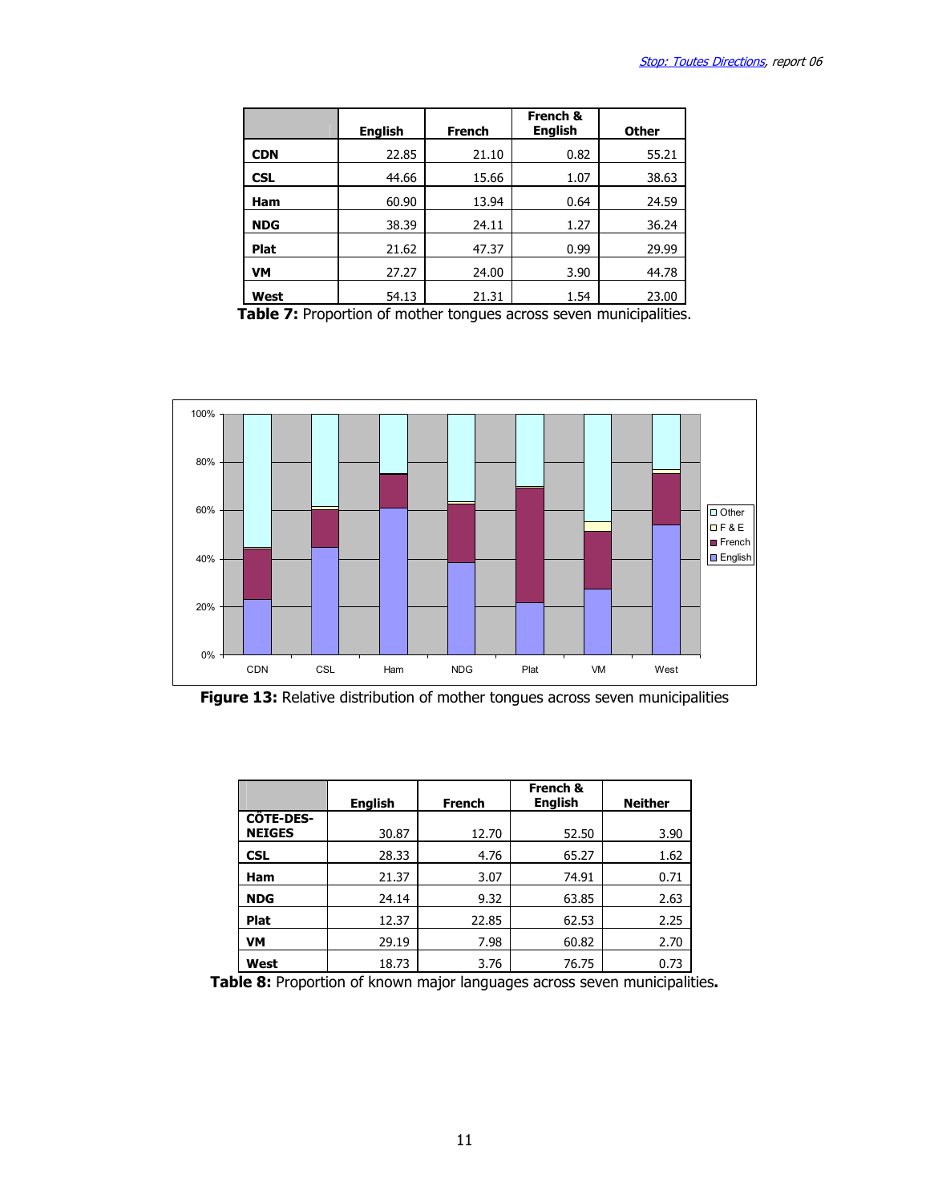| | English | French | French & English | Other |
|---|---|---|---|---|
| **CDN** | 22.85 | 21.10 | 0.82 | 55.21 |
| **CSL** | 44.66 | 15.66 | 1.07 | 38.63 |
| **Ham** | 60.90 | 13.94 | 0.64 | 24.59 |
| **NDG** | 38.39 | 24.11 | 1.27 | 36.24 |
| **Plat** | 21.62 | 47.37 | 0.99 | 29.99 |
| **VM** | 27.27 | 24.00 | 3.90 | 44.78 |
| **West** | 54.13 | 21.31 | 1.54 | 23.00 |

**Table 7:** Proportion of mother tongues across seven municipalities.

**Figure 13:** Relative distribution of mother tongues across seven municipalities

| | English | French | French & English | Neither |
|---|---|---|---|---|
| **CÔTE-DES-NEIGES** | 30.87 | 12.70 | 52.50 | 3.90 |
| **CSL** | 28.33 | 4.76 | 65.27 | 1.62 |
| **Ham** | 21.37 | 3.07 | 74.91 | 0.71 |
| **NDG** | 24.14 | 9.32 | 63.85 | 2.63 |
| **Plat** | 12.37 | 22.85 | 62.53 | 2.25 |
| **VM** | 29.19 | 7.98 | 60.82 | 2.70 |
| **West** | 18.73 | 3.76 | 76.75 | 0.73 |

**Table 8:** Proportion of known major languages across seven municipalities**.**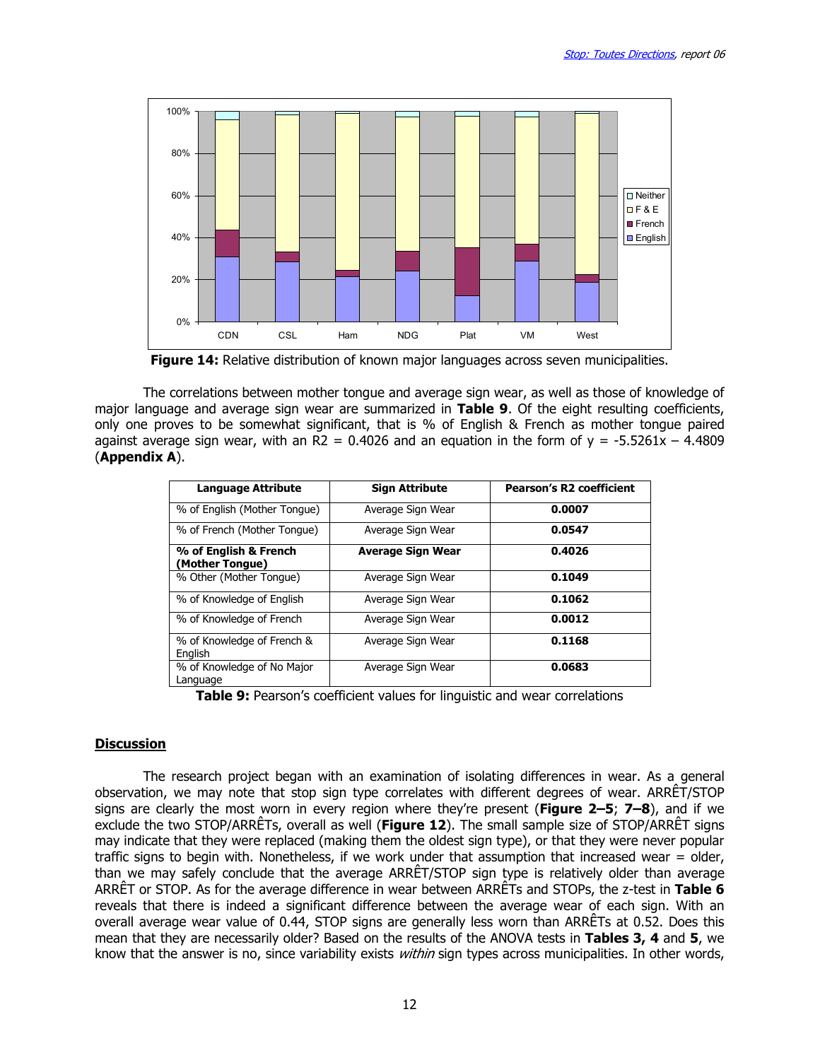**Figure 14:** Relative distribution of known major languages across seven municipalities.

The correlations between mother tongue and average sign wear, as well as those of knowledge of major language and average sign wear are summarized in **Table 9**. Of the eight resulting coefficients, only one proves to be somewhat significant, that is % of English & French as mother tongue paired against average sign wear, with an $R2 = 0.4026$ and an equation in the form of $y = -5.5261x - 4.4809$ (**Appendix A**).

| Language Attribute | Sign Attribute | Pearson's R2 coefficient |
|---|---|---|
| % of English (Mother Tongue) | Average Sign Wear | **0.0007** |
| % of French (Mother Tongue) | Average Sign Wear | **0.0547** |
| **% of English & French (Mother Tongue)** | **Average Sign Wear** | **0.4026** |
| % Other (Mother Tongue) | Average Sign Wear | **0.1049** |
| % of Knowledge of English | Average Sign Wear | **0.1062** |
| % of Knowledge of French | Average Sign Wear | **0.0012** |
| % of Knowledge of French & English | Average Sign Wear | **0.1168** |
| % of Knowledge of No Major Language | Average Sign Wear | **0.0683** |

**Table 9:** Pearson's coefficient values for linguistic and wear correlations

## Discussion

The research project began with an examination of isolating differences in wear. As a general observation, we may note that stop sign type correlates with different degrees of wear. ARRÊT/STOP signs are clearly the most worn in every region where they're present (**Figure 2–5**; **7–8**), and if we exclude the two STOP/ARRÊTs, overall as well (**Figure 12**). The small sample size of STOP/ARRÊT signs may indicate that they were replaced (making them the oldest sign type), or that they were never popular traffic signs to begin with. Nonetheless, if we work under that assumption that increased wear = older, than we may safely conclude that the average ARRÊT/STOP sign type is relatively older than average ARRÊT or STOP. As for the average difference in wear between ARRÊTs and STOPs, the z-test in **Table 6** reveals that there is indeed a significant difference between the average wear of each sign. With an overall average wear value of 0.44, STOP signs are generally less worn than ARRÊTs at 0.52. Does this mean that they are necessarily older? Based on the results of the ANOVA tests in **Tables 3, 4** and **5**, we know that the answer is no, since variability exists *within* sign types across municipalities. In other words,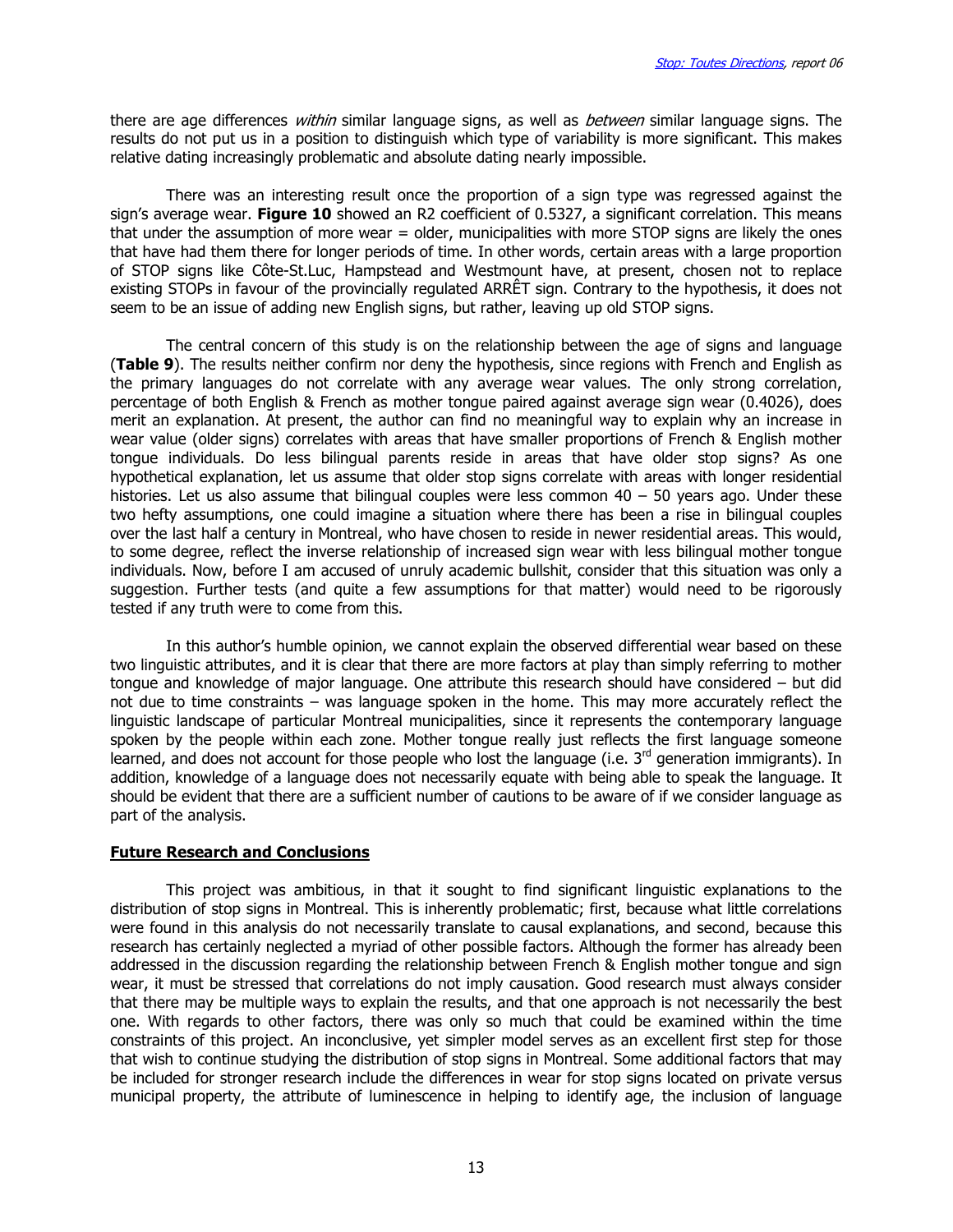there are age differences *within* similar language signs, as well as *between* similar language signs. The results do not put us in a position to distinguish which type of variability is more significant. This makes relative dating increasingly problematic and absolute dating nearly impossible.

There was an interesting result once the proportion of a sign type was regressed against the sign's average wear. **Figure 10** showed an R2 coefficient of 0.5327, a significant correlation. This means that under the assumption of more wear = older, municipalities with more STOP signs are likely the ones that have had them there for longer periods of time. In other words, certain areas with a large proportion of STOP signs like Côte-St.Luc, Hampstead and Westmount have, at present, chosen not to replace existing STOPs in favour of the provincially regulated ARRÊT sign. Contrary to the hypothesis, it does not seem to be an issue of adding new English signs, but rather, leaving up old STOP signs.

The central concern of this study is on the relationship between the age of signs and language (**Table 9**). The results neither confirm nor deny the hypothesis, since regions with French and English as the primary languages do not correlate with any average wear values. The only strong correlation, percentage of both English & French as mother tongue paired against average sign wear (0.4026), does merit an explanation. At present, the author can find no meaningful way to explain why an increase in wear value (older signs) correlates with areas that have smaller proportions of French & English mother tongue individuals. Do less bilingual parents reside in areas that have older stop signs? As one hypothetical explanation, let us assume that older stop signs correlate with areas with longer residential histories. Let us also assume that bilingual couples were less common 40 – 50 years ago. Under these two hefty assumptions, one could imagine a situation where there has been a rise in bilingual couples over the last half a century in Montreal, who have chosen to reside in newer residential areas. This would, to some degree, reflect the inverse relationship of increased sign wear with less bilingual mother tongue individuals. Now, before I am accused of unruly academic bullshit, consider that this situation was only a suggestion. Further tests (and quite a few assumptions for that matter) would need to be rigorously tested if any truth were to come from this.

In this author's humble opinion, we cannot explain the observed differential wear based on these two linguistic attributes, and it is clear that there are more factors at play than simply referring to mother tongue and knowledge of major language. One attribute this research should have considered – but did not due to time constraints – was language spoken in the home. This may more accurately reflect the linguistic landscape of particular Montreal municipalities, since it represents the contemporary language spoken by the people within each zone. Mother tongue really just reflects the first language someone learned, and does not account for those people who lost the language (i.e. 3rd generation immigrants). In addition, knowledge of a language does not necessarily equate with being able to speak the language. It should be evident that there are a sufficient number of cautions to be aware of if we consider language as part of the analysis.

## Future Research and Conclusions

This project was ambitious, in that it sought to find significant linguistic explanations to the distribution of stop signs in Montreal. This is inherently problematic; first, because what little correlations were found in this analysis do not necessarily translate to causal explanations, and second, because this research has certainly neglected a myriad of other possible factors. Although the former has already been addressed in the discussion regarding the relationship between French & English mother tongue and sign wear, it must be stressed that correlations do not imply causation. Good research must always consider that there may be multiple ways to explain the results, and that one approach is not necessarily the best one. With regards to other factors, there was only so much that could be examined within the time constraints of this project. An inconclusive, yet simpler model serves as an excellent first step for those that wish to continue studying the distribution of stop signs in Montreal. Some additional factors that may be included for stronger research include the differences in wear for stop signs located on private versus municipal property, the attribute of luminescence in helping to identify age, the inclusion of language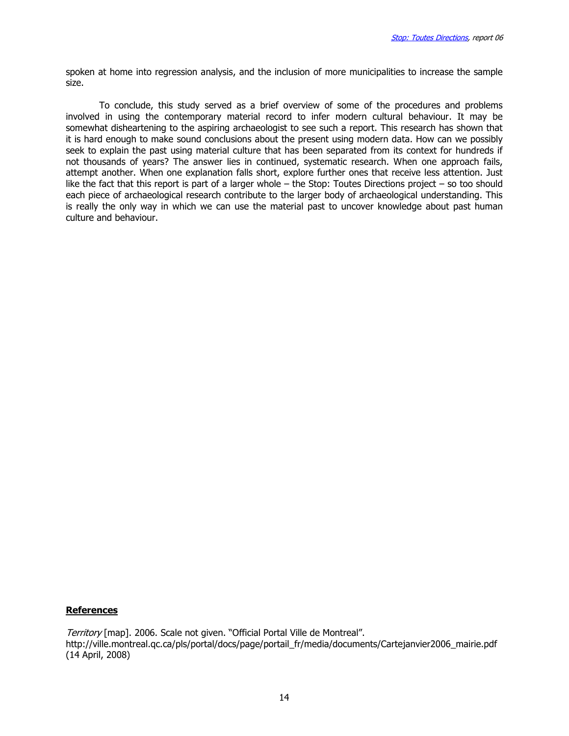spoken at home into regression analysis, and the inclusion of more municipalities to increase the sample size.

To conclude, this study served as a brief overview of some of the procedures and problems involved in using the contemporary material record to infer modern cultural behaviour. It may be somewhat disheartening to the aspiring archaeologist to see such a report. This research has shown that it is hard enough to make sound conclusions about the present using modern data. How can we possibly seek to explain the past using material culture that has been separated from its context for hundreds if not thousands of years? The answer lies in continued, systematic research. When one approach fails, attempt another. When one explanation falls short, explore further ones that receive less attention. Just like the fact that this report is part of a larger whole – the Stop: Toutes Directions project – so too should each piece of archaeological research contribute to the larger body of archaeological understanding. This is really the only way in which we can use the material past to uncover knowledge about past human culture and behaviour.

## References

*Territory* [map]. 2006. Scale not given. "Official Portal Ville de Montreal". http://ville.montreal.qc.ca/pls/portal/docs/page/portail_fr/media/documents/Cartejanvier2006_mairie.pdf (14 April, 2008)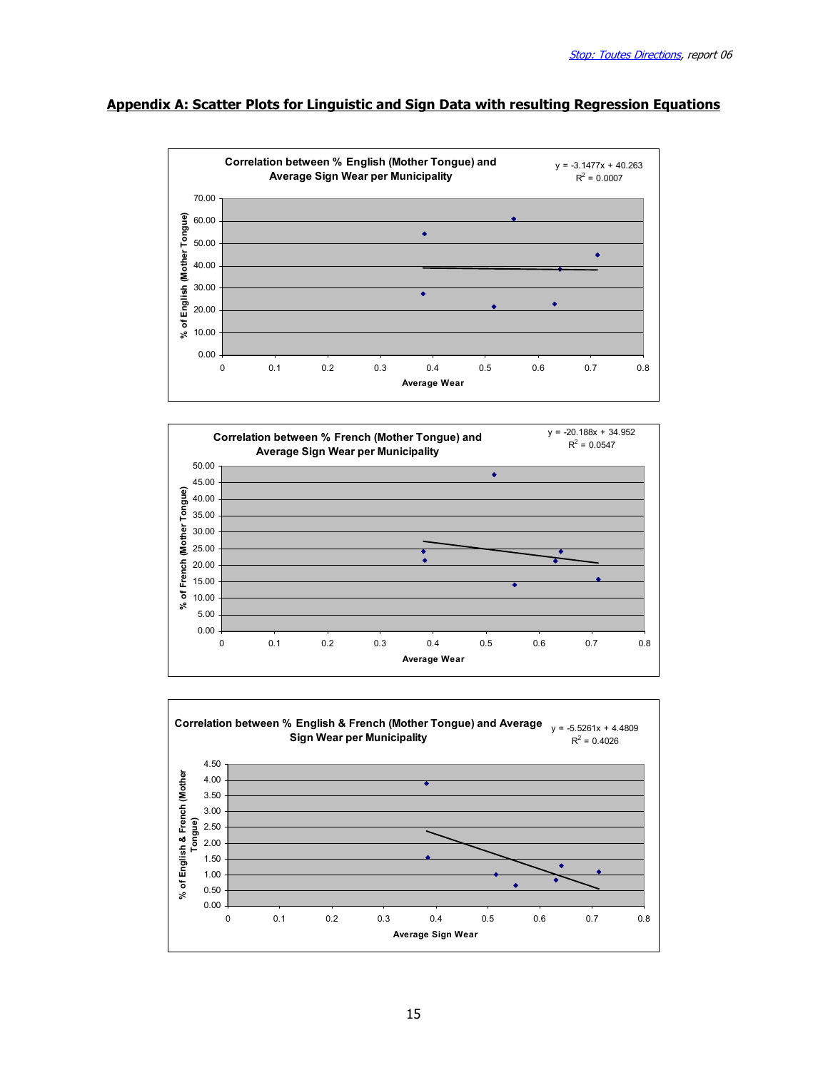## Appendix A: Scatter Plots for Linguistic and Sign Data with resulting Regression Equations

**Correlation between % English (Mother Tongue) and Average Sign Wear per Municipality**

$y = -3.1477x + 40.263$
$R^2 = 0.0007$

% of English (Mother Tongue) vs. Average Wear

**Correlation between % French (Mother Tongue) and Average Sign Wear per Municipality**

$y = -20.188x + 34.952$
$R^2 = 0.0547$

% of French (Mother Tongue) vs. Average Wear

**Correlation between % English & French (Mother Tongue) and Average Sign Wear per Municipality**

$y = -5.5261x + 4.4809$
$R^2 = 0.4026$

% of English & French (Mother Tongue) vs. Average Sign Wear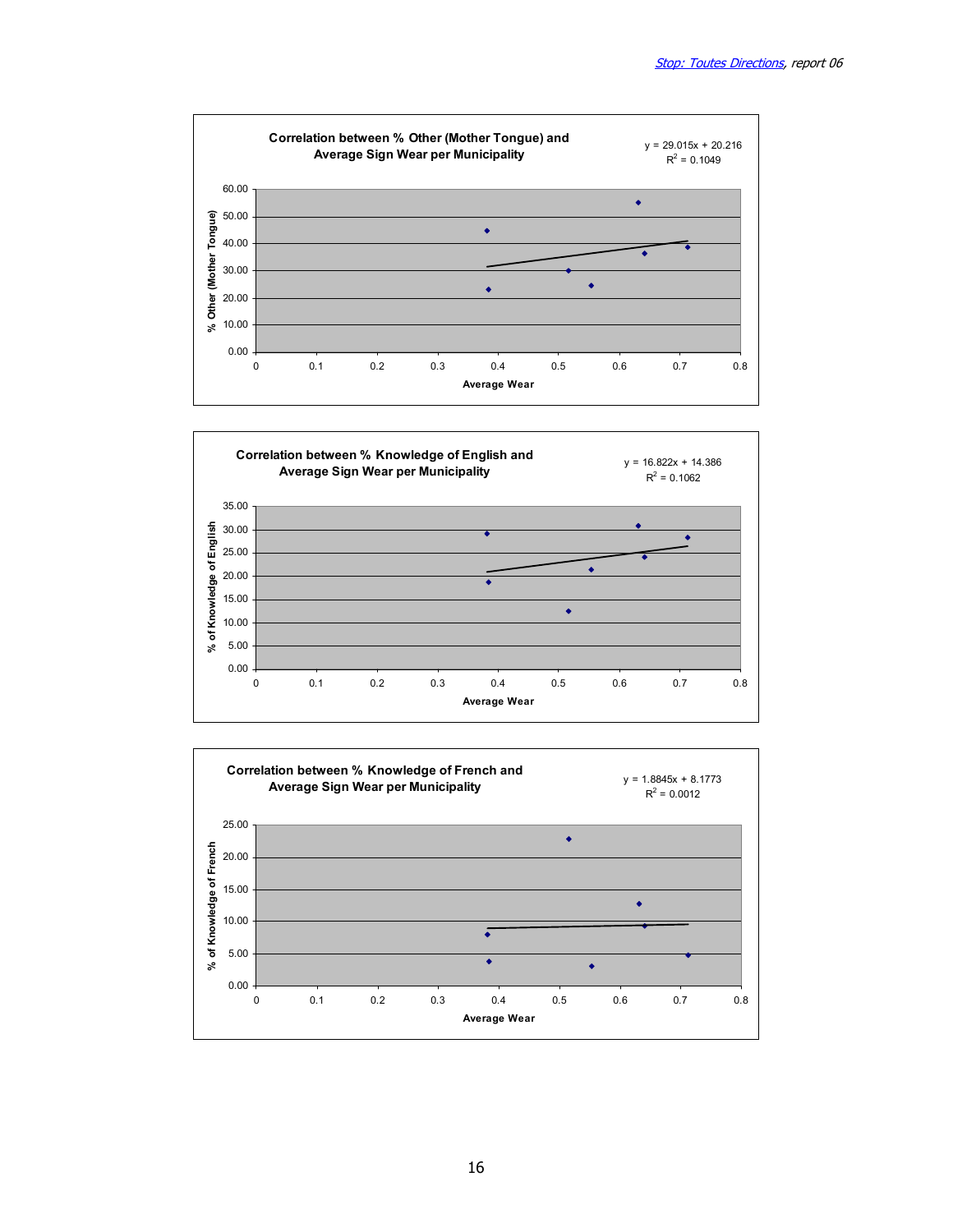**Correlation between % Other (Mother Tongue) and Average Sign Wear per Municipality**

$y = 29.015x + 20.216$
$R^2 = 0.1049$

% Other (Mother Tongue)

Average Wear

**Correlation between % Knowledge of English and Average Sign Wear per Municipality**

$y = 16.822x + 14.386$
$R^2 = 0.1062$

% of Knowledge of English

Average Wear

**Correlation between % Knowledge of French and Average Sign Wear per Municipality**

$y = 1.8845x + 8.1773$
$R^2 = 0.0012$

% of Knowledge of French

Average Wear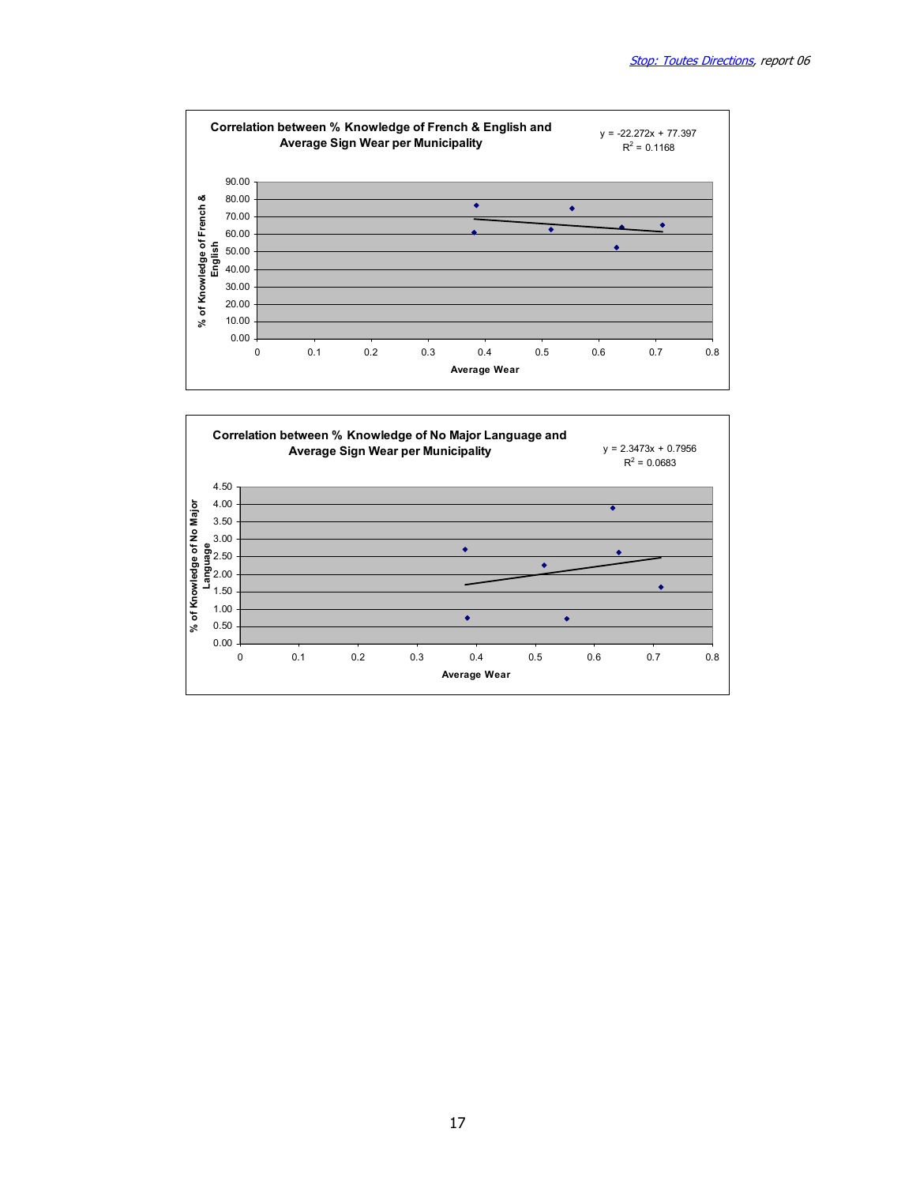Correlation between % Knowledge of French & English and Average Sign Wear per Municipality

$y = -22.272x + 77.397$

$R^2 = 0.1168$

% of Knowledge of French & English

90.00
80.00
70.00
60.00
50.00
40.00
30.00
20.00
10.00
0.00

0 0.1 0.2 0.3 0.4 0.5 0.6 0.7 0.8

Average Wear

Correlation between % Knowledge of No Major Language and Average Sign Wear per Municipality

$y = 2.3473x + 0.7956$

$R^2 = 0.0683$

% of Knowledge of No Major Language

4.50
4.00
3.50
3.00
2.50
2.00
1.50
1.00
0.50
0.00

0 0.1 0.2 0.3 0.4 0.5 0.6 0.7 0.8

Average Wear